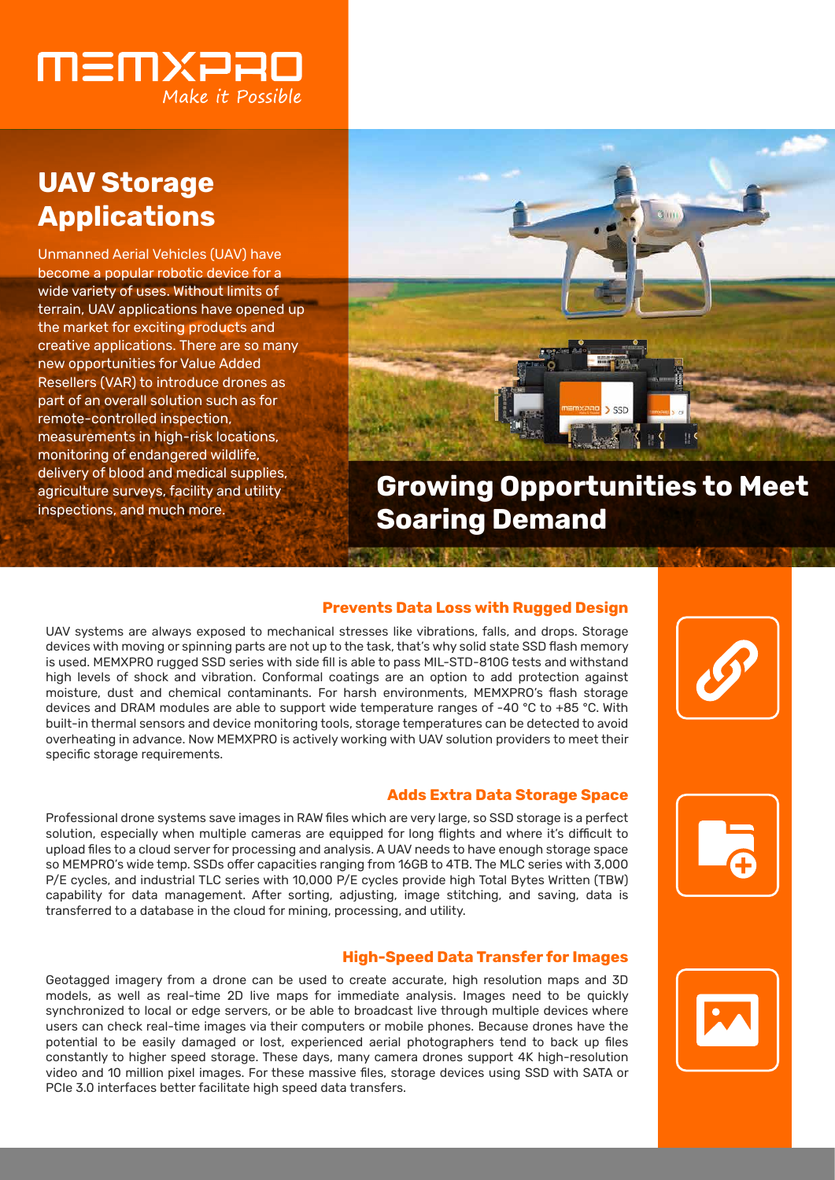MEMXPRO

*Make it Possible*

# UAV Storage Applications

Unmanned Aerial Vehicles (UAV) have become a popular robotic device for a wide variety of uses. Without limits of terrain, UAV applications have opened up the market for exciting products and creative applications. There are so many new opportunities for Value Added Resellers (VAR) to introduce drones as part of an overall solution such as for remote-controlled inspection, measurements in high-risk locations, monitoring of endangered wildlife, delivery of blood and medical supplies, agriculture surveys, facility and utility inspections, and much more.

# Growing Opportunities to Meet Soaring Demand

### Prevents Data Loss with Rugged Design

UAV systems are always exposed to mechanical stresses like vibrations, falls, and drops. Storage devices with moving or spinning parts are not up to the task, that's why solid state SSD flash memory is used. MEMXPRO rugged SSD series with side fill is able to pass MIL-STD-810G tests and withstand high levels of shock and vibration. Conformal coatings are an option to add protection against moisture, dust and chemical contaminants. For harsh environments, MEMXPRO's flash storage devices and DRAM modules are able to support wide temperature ranges of -40 °C to +85 °C. With built-in thermal sensors and device monitoring tools, storage temperatures can be detected to avoid overheating in advance. Now MEMXPRO is actively working with UAV solution providers to meet their specific storage requirements.

### Adds Extra Data Storage Space

Professional drone systems save images in RAW files which are very large, so SSD storage is a perfect solution, especially when multiple cameras are equipped for long flights and where it's difficult to upload files to a cloud server for processing and analysis. A UAV needs to have enough storage space so MEMPRO's wide temp. SSDs offer capacities ranging from 16GB to 4TB. The MLC series with 3,000 P/E cycles, and industrial TLC series with 10,000 P/E cycles provide high Total Bytes Written (TBW) capability for data management. After sorting, adjusting, image stitching, and saving, data is transferred to a database in the cloud for mining, processing, and utility.

### High-Speed Data Transfer for Images

Geotagged imagery from a drone can be used to create accurate, high resolution maps and 3D models, as well as real-time 2D live maps for immediate analysis. Images need to be quickly synchronized to local or edge servers, or be able to broadcast live through multiple devices where users can check real-time images via their computers or mobile phones. Because drones have the potential to be easily damaged or lost, experienced aerial photographers tend to back up files constantly to higher speed storage. These days, many camera drones support 4K high-resolution video and 10 million pixel images. For these massive files, storage devices using SSD with SATA or PCIe 3.0 interfaces better facilitate high speed data transfers.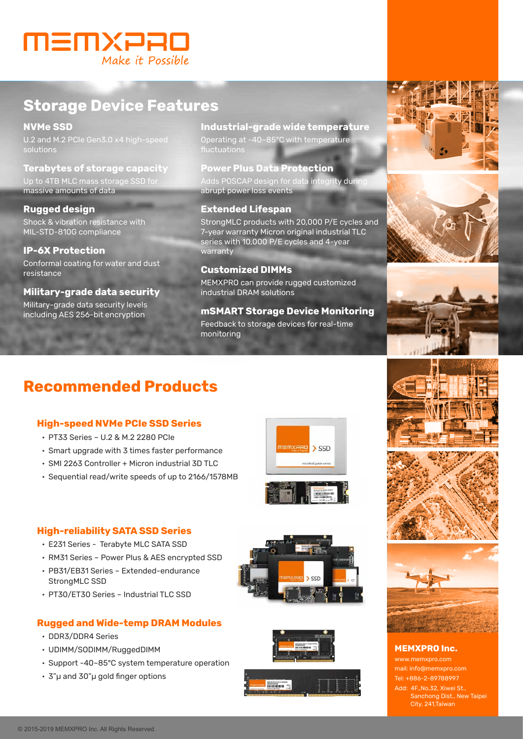# MEMXPRO

*Make it Possible*

## Storage Device Features

### NVMe SSD

U.2 and M.2 PCIe Gen3.0 x4 high-speed solutions

### Terabytes of storage capacity

Up to 4TB MLC mass storage SSD for massive amounts of data

### Rugged design

Shock & vibration resistance with MIL-STD-810G compliance

### IP-6X Protection

Conformal coating for water and dust resistance

### Military-grade data security

Military-grade data security levels including AES 256-bit encryption

### Industrial-grade wide temperature

Operating at -40~85°C with temperature fluctuations

### Power Plus Data Protection

Adds POSCAP design for data integrity during abrupt power loss events

### Extended Lifespan

StrongMLC products with 20,000 P/E cycles and 7-year warranty Micron original industrial TLC series with 10,000 P/E cycles and 4-year warranty

### Customized DIMMs

MEMXPRO can provide rugged customized industrial DRAM solutions

### mSMART Storage Device Monitoring

Feedback to storage devices for real-time monitoring

## Recommended Products

### High-speed NVMe PCIe SSD Series

- PT33 Series – U.2 & M.2 2280 PCIe
- Smart upgrade with 3 times faster performance
- SMI 2263 Controller + Micron industrial 3D TLC
- Sequential read/write speeds of up to 2166/1578MB

### High-reliability SATA SSD Series

- E231 Series - Terabyte MLC SATA SSD
- RM31 Series – Power Plus & AES encrypted SSD
- PB31/EB31 Series – Extended-endurance StrongMLC SSD
- PT30/ET30 Series – Industrial TLC SSD

### Rugged and Wide-temp DRAM Modules

- DDR3/DDR4 Series
- UDIMM/SODIMM/RuggedDIMM
- Support -40~85°C system temperature operation
- 3"μ and 30"μ gold finger options

**MEMXPRO Inc.**

www.memxpro.com
mail: info@memxpro.com
Tel: +886-2-89788997
Add: 4F.,No.32, Xiwei St., Sanchong Dist., New Taipei City, 241,Taiwan

© 2015-2019 MEMXPRO Inc. All Rights Reserved.